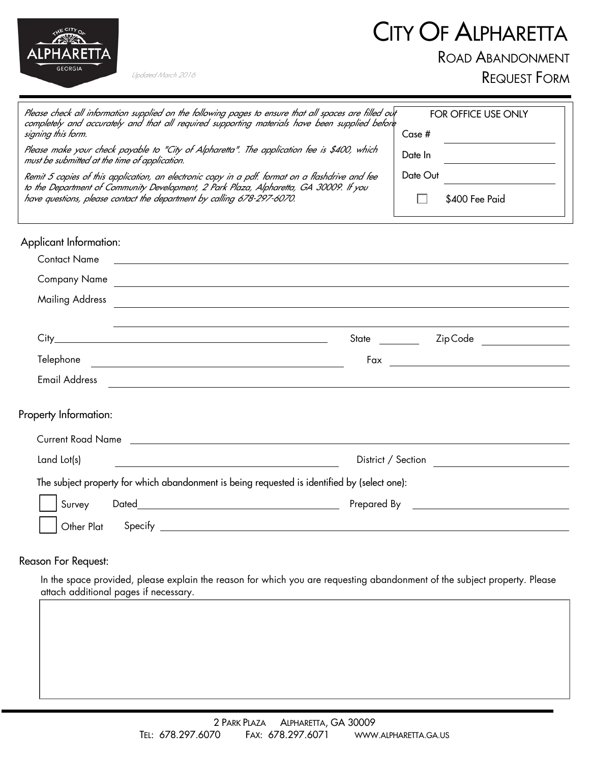# City Of Alpharetta

## Road Abandonment Request Form

*Updated March 2016*

*Please check all information supplied on the following pages to ensure that all spaces are filled out completely and accurately and that all required supporting materials have been supplied before signing this form.*

*Please make your check payable to "City of Alpharetta". The application fee is $400, which must be submitted at the time of application.*

*Remit 5 copies of this application, an electronic copy in a pdf. format on a flashdrive and fee to the Department of Community Development, 2 Park Plaza, Alpharetta, GA 30009. If you have questions, please contact the department by calling 678-297-6070.*

| FOR OFFICE USE ONLY | |
|---|---|
| Case # | |
| Date In | |
| Date Out | |
| ☐ $400 Fee Paid | |

### Applicant Information:

Contact Name ______________________________

Company Name ______________________________

Mailing Address ______________________________

______________________________

City ______________________ State ________ Zip Code ____________

Telephone ______________________ Fax ______________________

Email Address ______________________________

### Property Information:

Current Road Name ______________________________

Land Lot(s) ______________________ District / Section ______________________

The subject property for which abandonment is being requested is identified by (select one):

☐ Survey Dated ______________________ Prepared By ______________________

☐ Other Plat Specify ______________________________

### Reason For Request:

In the space provided, please explain the reason for which you are requesting abandonment of the subject property. Please attach additional pages if necessary.

| |
|---|
| |

2 Park Plaza Alpharetta, GA 30009
Tel: 678.297.6070 Fax: 678.297.6071 www.alpharetta.ga.us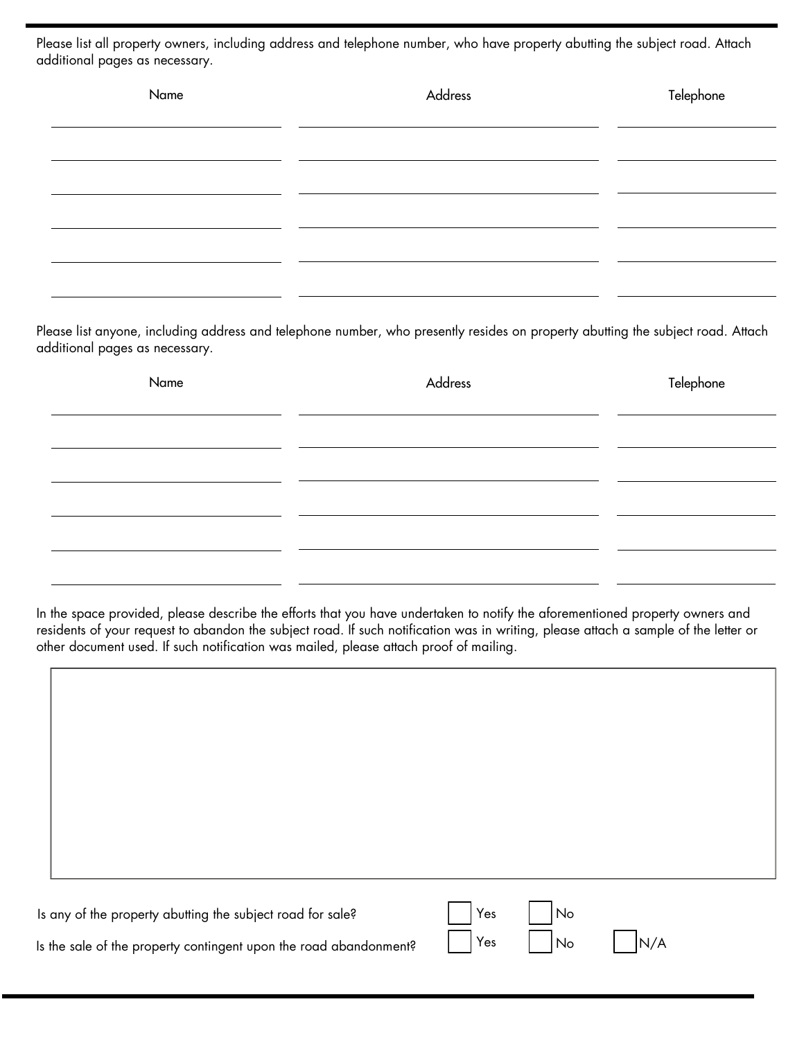Please list all property owners, including address and telephone number, who have property abutting the subject road. Attach additional pages as necessary.

| Name | Address | Telephone |
| --- | --- | --- |
| | | |
| | | |
| | | |
| | | |
| | | |
| | | |

Please list anyone, including address and telephone number, who presently resides on property abutting the subject road. Attach additional pages as necessary.

| Name | Address | Telephone |
| --- | --- | --- |
| | | |
| | | |
| | | |
| | | |
| | | |
| | | |

In the space provided, please describe the efforts that you have undertaken to notify the aforementioned property owners and residents of your request to abandon the subject road. If such notification was in writing, please attach a sample of the letter or other document used. If such notification was mailed, please attach proof of mailing.

| |
| --- |
| |

Is any of the property abutting the subject road for sale? ☐ Yes ☐ No

Is the sale of the property contingent upon the road abandonment? ☐ Yes ☐ No ☐ N/A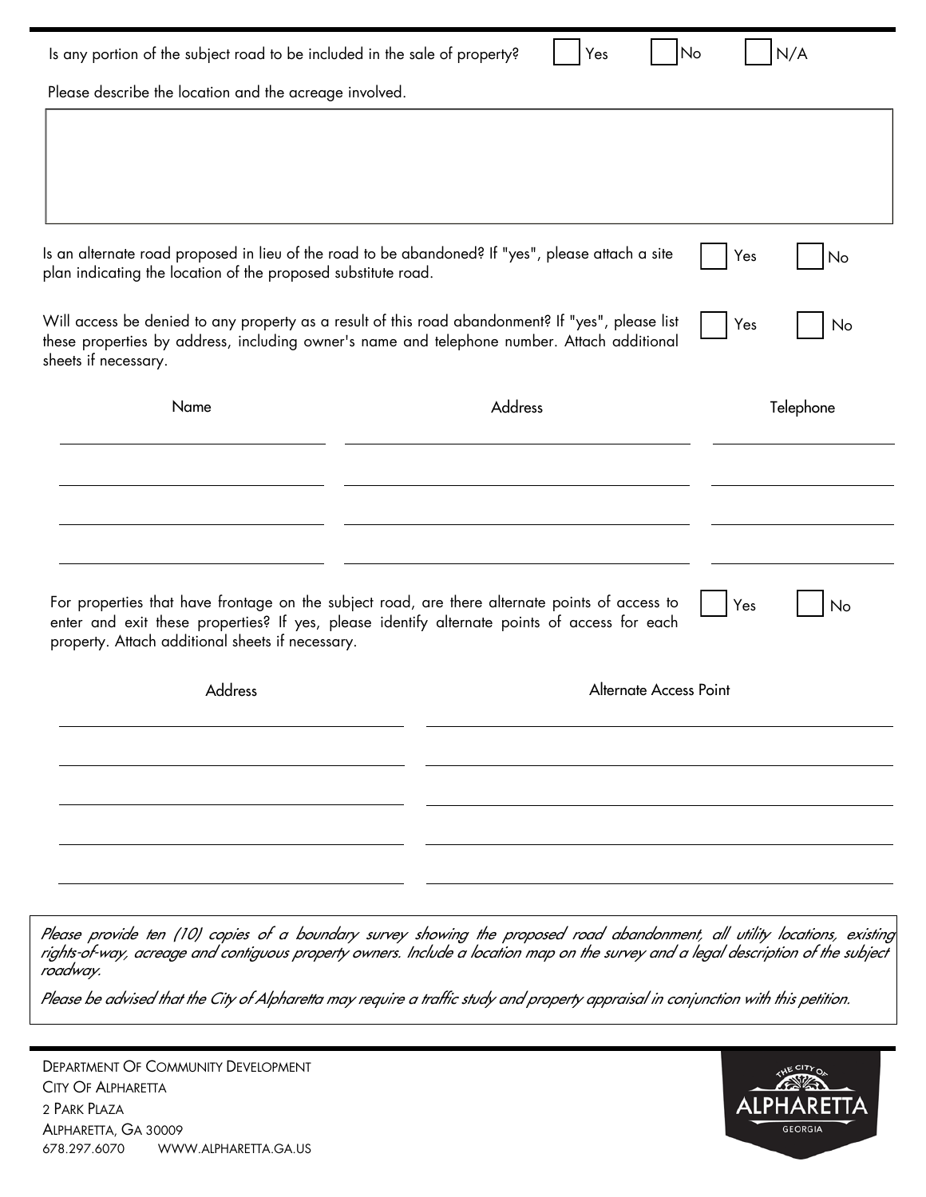Is any portion of the subject road to be included in the sale of property? ☐ Yes ☐ No ☐ N/A

Please describe the location and the acreage involved.

Is an alternate road proposed in lieu of the road to be abandoned? If "yes", please attach a site plan indicating the location of the proposed substitute road. ☐ Yes ☐ No

Will access be denied to any property as a result of this road abandonment? If "yes", please list these properties by address, including owner's name and telephone number. Attach additional sheets if necessary. ☐ Yes ☐ No

| Name | Address | Telephone |
|---|---|---|
| | | |
| | | |
| | | |
| | | |

For properties that have frontage on the subject road, are there alternate points of access to enter and exit these properties? If yes, please identify alternate points of access for each property. Attach additional sheets if necessary. ☐ Yes ☐ No

| Address | Alternate Access Point |
|---|---|
| | |
| | |
| | |
| | |
| | |

*Please provide ten (10) copies of a boundary survey showing the proposed road abandonment, all utility locations, existing rights-of-way, acreage and contiguous property owners. Include a location map on the survey and a legal description of the subject roadway.*

*Please be advised that the City of Alpharetta may require a traffic study and property appraisal in conjunction with this petition.*

DEPARTMENT OF COMMUNITY DEVELOPMENT
CITY OF ALPHARETTA
2 PARK PLAZA
ALPHARETTA, GA 30009
678.297.6070 WWW.ALPHARETTA.GA.US

THE CITY OF ALPHARETTA GEORGIA